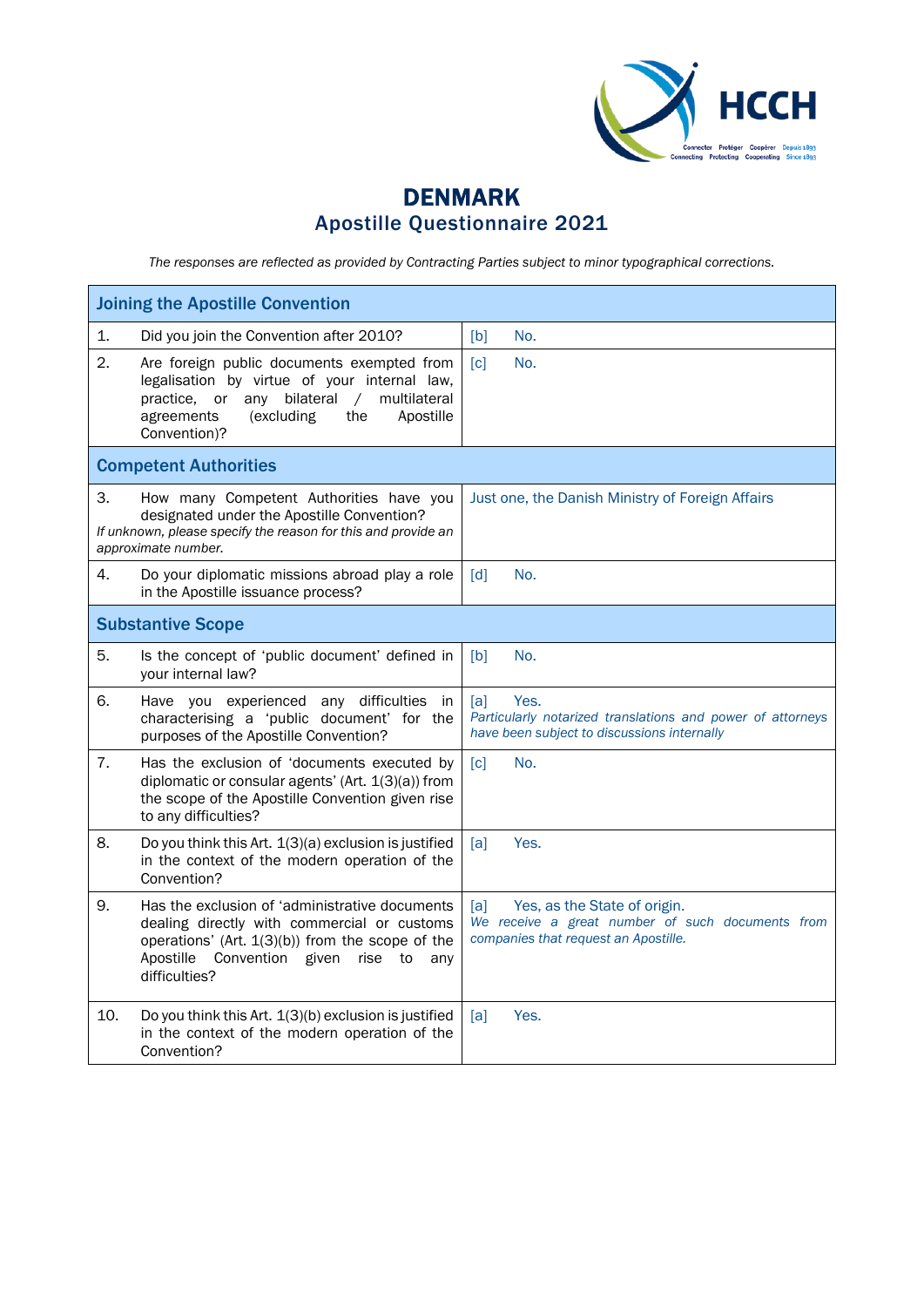# DENMARK

## Apostille Questionnaire 2021

*The responses are reflected as provided by Contracting Parties subject to minor typographical corrections.*

| Joining the Apostille Convention | |
|---|---|
| 1. Did you join the Convention after 2010? | [b] No. |
| 2. Are foreign public documents exempted from legalisation by virtue of your internal law, practice, or any bilateral / multilateral agreements (excluding the Apostille Convention)? | [c] No. |
| **Competent Authorities** | |
| 3. How many Competent Authorities have you designated under the Apostille Convention? *If unknown, please specify the reason for this and provide an approximate number.* | Just one, the Danish Ministry of Foreign Affairs |
| 4. Do your diplomatic missions abroad play a role in the Apostille issuance process? | [d] No. |
| **Substantive Scope** | |
| 5. Is the concept of 'public document' defined in your internal law? | [b] No. |
| 6. Have you experienced any difficulties in characterising a 'public document' for the purposes of the Apostille Convention? | [a] Yes. *Particularly notarized translations and power of attorneys have been subject to discussions internally* |
| 7. Has the exclusion of 'documents executed by diplomatic or consular agents' (Art. 1(3)(a)) from the scope of the Apostille Convention given rise to any difficulties? | [c] No. |
| 8. Do you think this Art. 1(3)(a) exclusion is justified in the context of the modern operation of the Convention? | [a] Yes. |
| 9. Has the exclusion of 'administrative documents dealing directly with commercial or customs operations' (Art. 1(3)(b)) from the scope of the Apostille Convention given rise to any difficulties? | [a] Yes, as the State of origin. *We receive a great number of such documents from companies that request an Apostille.* |
| 10. Do you think this Art. 1(3)(b) exclusion is justified in the context of the modern operation of the Convention? | [a] Yes. |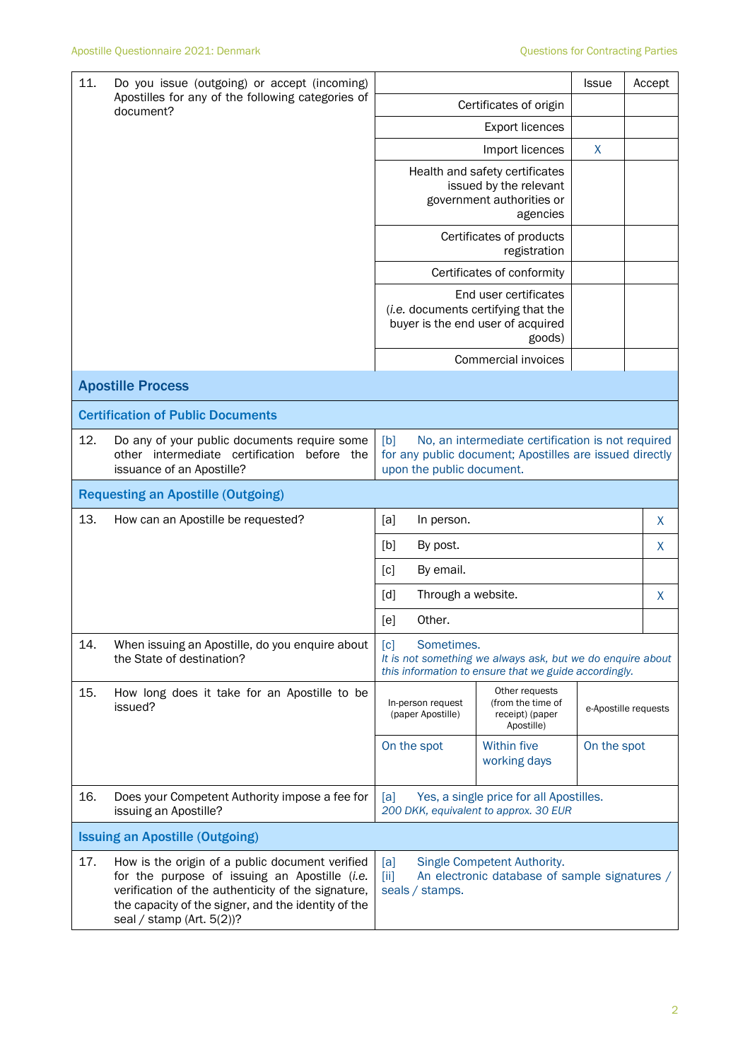| 11. | Do you issue (outgoing) or accept (incoming) Apostilles for any of the following categories of document? | | Issue | Accept |
|---|---|---|---|---|
| | | Certificates of origin | | |
| | | Export licences | | |
| | | Import licences | X | |
| | | Health and safety certificates issued by the relevant government authorities or agencies | | |
| | | Certificates of products registration | | |
| | | Certificates of conformity | | |
| | | End user certificates (*i.e.* documents certifying that the buyer is the end user of acquired goods) | | |
| | | Commercial invoices | | |

## Apostille Process

### Certification of Public Documents

| | | |
|---|---|---|
| 12. | Do any of your public documents require some other intermediate certification before the issuance of an Apostille? | [b] No, an intermediate certification is not required for any public document; Apostilles are issued directly upon the public document. |

### Requesting an Apostille (Outgoing)

| | | | |
|---|---|---|---|
| 13. | How can an Apostille be requested? | [a] In person. | X |
| | | [b] By post. | X |
| | | [c] By email. | |
| | | [d] Through a website. | X |
| | | [e] Other. | |
| 14. | When issuing an Apostille, do you enquire about the State of destination? | [c] Sometimes. *It is not something we always ask, but we do enquire about this information to ensure that we guide accordingly.* | |

| | | In-person request (paper Apostille) | Other requests (from the time of receipt) (paper Apostille) | e-Apostille requests |
|---|---|---|---|---|
| 15. | How long does it take for an Apostille to be issued? | On the spot | Within five working days | On the spot |

| | | |
|---|---|---|
| 16. | Does your Competent Authority impose a fee for issuing an Apostille? | [a] Yes, a single price for all Apostilles. *200 DKK, equivalent to approx. 30 EUR* |

### Issuing an Apostille (Outgoing)

| | | |
|---|---|---|
| 17. | How is the origin of a public document verified for the purpose of issuing an Apostille (*i.e.* verification of the authenticity of the signature, the capacity of the signer, and the identity of the seal / stamp (Art. 5(2))? | [a] Single Competent Authority.<br>[ii] An electronic database of sample signatures / seals / stamps. |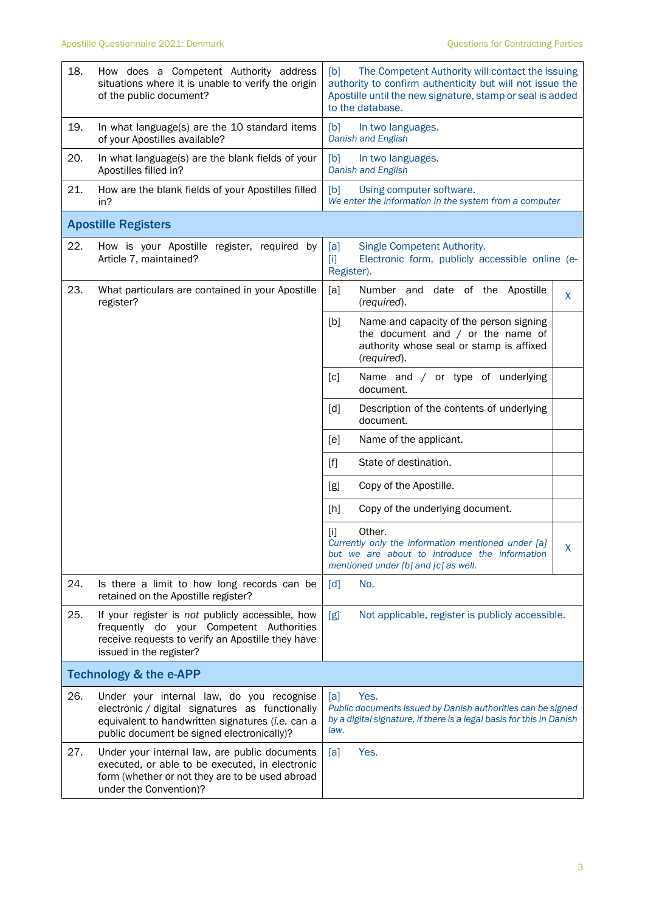| | | |
|---|---|---|
| 18. | How does a Competent Authority address situations where it is unable to verify the origin of the public document? | [b] The Competent Authority will contact the issuing authority to confirm authenticity but will not issue the Apostille until the new signature, stamp or seal is added to the database. |
| 19. | In what language(s) are the 10 standard items of your Apostilles available? | [b] In two languages. *Danish and English* |
| 20. | In what language(s) are the blank fields of your Apostilles filled in? | [b] In two languages. *Danish and English* |
| 21. | How are the blank fields of your Apostilles filled in? | [b] Using computer software. *We enter the information in the system from a computer* |
| **Apostille Registers** | | |
| 22. | How is your Apostille register, required by Article 7, maintained? | [a] Single Competent Authority. [i] Electronic form, publicly accessible online (e-Register). |
| 23. | What particulars are contained in your Apostille register? | [a] Number and date of the Apostille (*required*). — X |
| | | [b] Name and capacity of the person signing the document and / or the name of authority whose seal or stamp is affixed (*required*). |
| | | [c] Name and / or type of underlying document. |
| | | [d] Description of the contents of underlying document. |
| | | [e] Name of the applicant. |
| | | [f] State of destination. |
| | | [g] Copy of the Apostille. |
| | | [h] Copy of the underlying document. |
| | | [i] Other. *Currently only the information mentioned under [a] but we are about to introduce the information mentioned under [b] and [c] as well.* — X |
| 24. | Is there a limit to how long records can be retained on the Apostille register? | [d] No. |
| 25. | If your register is *not* publicly accessible, how frequently do your Competent Authorities receive requests to verify an Apostille they have issued in the register? | [g] Not applicable, register is publicly accessible. |
| **Technology & the e-APP** | | |
| 26. | Under your internal law, do you recognise electronic / digital signatures as functionally equivalent to handwritten signatures (*i.e.* can a public document be signed electronically)? | [a] Yes. *Public documents issued by Danish authorities can be signed by a digital signature, if there is a legal basis for this in Danish law.* |
| 27. | Under your internal law, are public documents executed, or able to be executed, in electronic form (whether or not they are to be used abroad under the Convention)? | [a] Yes. |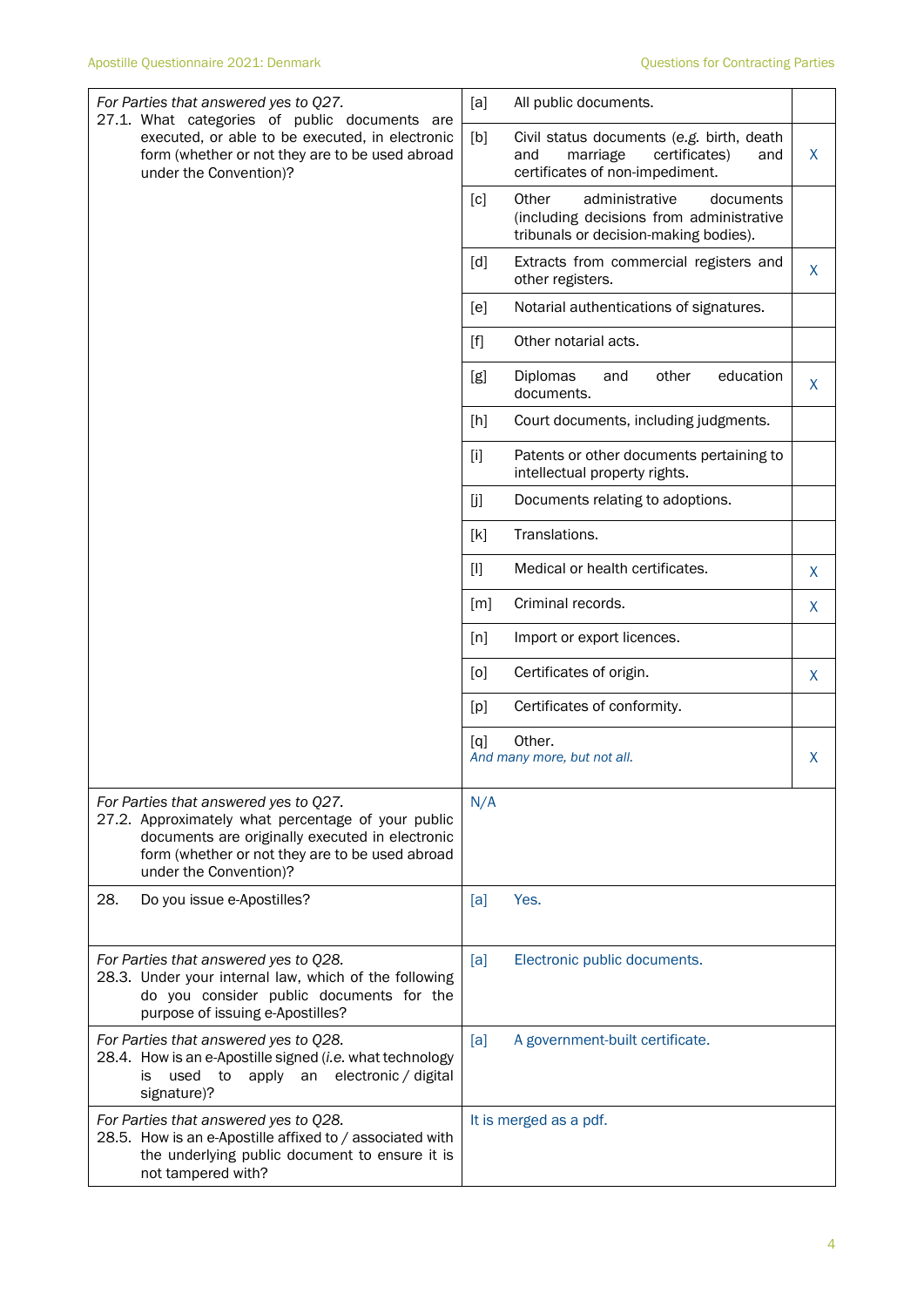| Question | Option | Answer | Mark |
|---|---|---|---|
| *For Parties that answered yes to Q27.*<br>27.1. What categories of public documents are executed, or able to be executed, in electronic form (whether or not they are to be used abroad under the Convention)? | [a] | All public documents. | |
| | [b] | Civil status documents (*e.g.* birth, death and marriage certificates) and certificates of non-impediment. | X |
| | [c] | Other administrative documents (including decisions from administrative tribunals or decision-making bodies). | |
| | [d] | Extracts from commercial registers and other registers. | X |
| | [e] | Notarial authentications of signatures. | |
| | [f] | Other notarial acts. | |
| | [g] | Diplomas and other education documents. | X |
| | [h] | Court documents, including judgments. | |
| | [i] | Patents or other documents pertaining to intellectual property rights. | |
| | [j] | Documents relating to adoptions. | |
| | [k] | Translations. | |
| | [l] | Medical or health certificates. | X |
| | [m] | Criminal records. | X |
| | [n] | Import or export licences. | |
| | [o] | Certificates of origin. | X |
| | [p] | Certificates of conformity. | |
| | [q] | Other.<br>*And many more, but not all.* | X |
| *For Parties that answered yes to Q27.*<br>27.2. Approximately what percentage of your public documents are originally executed in electronic form (whether or not they are to be used abroad under the Convention)? | N/A | | |
| 28. Do you issue e-Apostilles? | [a] | Yes. | |
| *For Parties that answered yes to Q28.*<br>28.3. Under your internal law, which of the following do you consider public documents for the purpose of issuing e-Apostilles? | [a] | Electronic public documents. | |
| *For Parties that answered yes to Q28.*<br>28.4. How is an e-Apostille signed (*i.e.* what technology is used to apply an electronic / digital signature)? | [a] | A government-built certificate. | |
| *For Parties that answered yes to Q28.*<br>28.5. How is an e-Apostille affixed to / associated with the underlying public document to ensure it is not tampered with? | It is merged as a pdf. | | |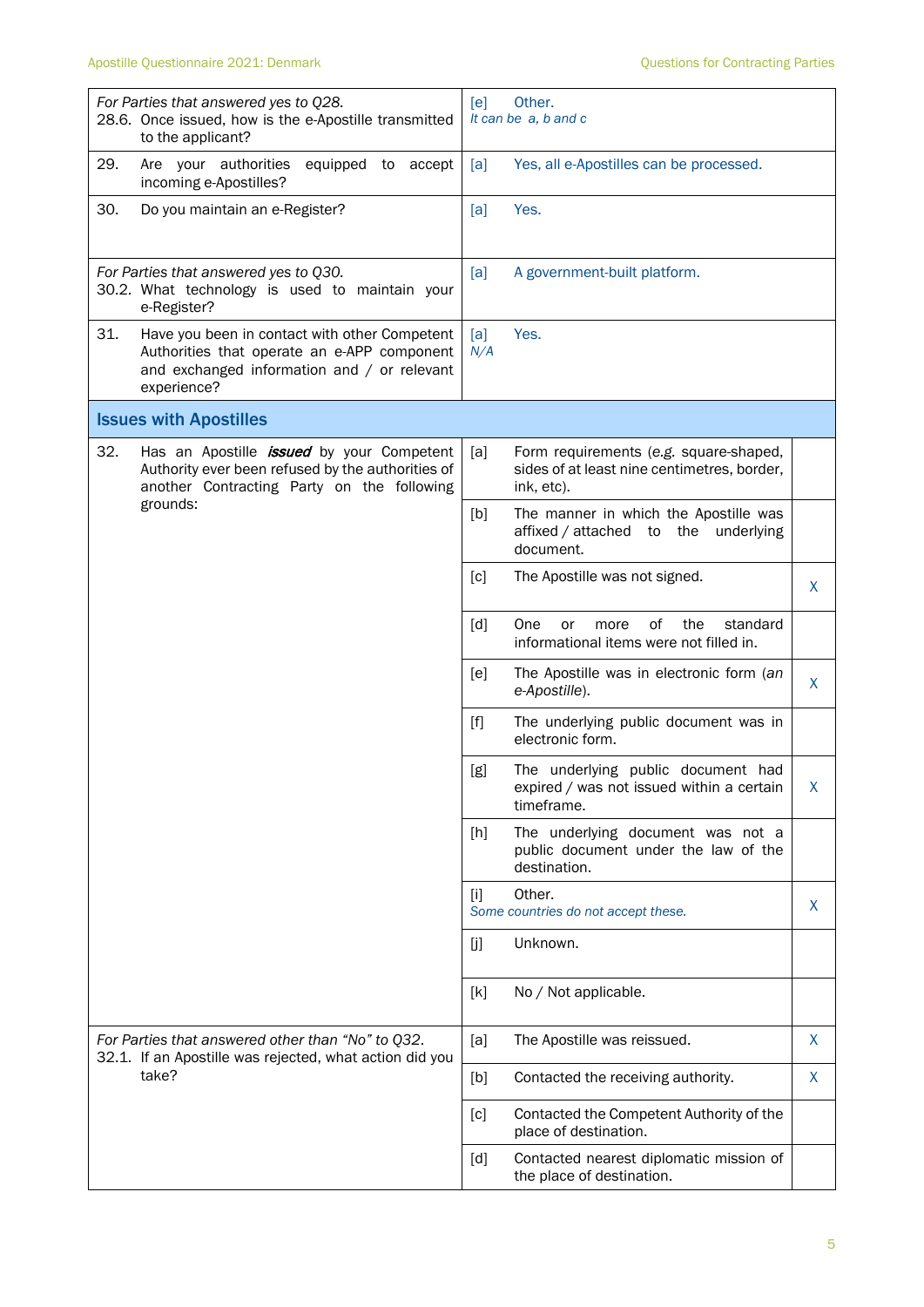| | |
|---|---|
| *For Parties that answered yes to Q28.*<br>28.6. Once issued, how is the e-Apostille transmitted to the applicant? | [e] Other.<br>*It can be a, b and c* |
| 29. Are your authorities equipped to accept incoming e-Apostilles? | [a] Yes, all e-Apostilles can be processed. |
| 30. Do you maintain an e-Register? | [a] Yes. |
| *For Parties that answered yes to Q30.*<br>30.2. What technology is used to maintain your e-Register? | [a] A government-built platform. |
| 31. Have you been in contact with other Competent Authorities that operate an e-APP component and exchanged information and / or relevant experience? | [a] Yes.<br>*N/A* |

## Issues with Apostilles

| | | |
|---|---|---|
| 32. Has an Apostille ***issued*** by your Competent Authority ever been refused by the authorities of another Contracting Party on the following grounds: | [a] Form requirements (*e.g.* square-shaped, sides of at least nine centimetres, border, ink, etc). | |
| | [b] The manner in which the Apostille was affixed / attached to the underlying document. | |
| | [c] The Apostille was not signed. | X |
| | [d] One or more of the standard informational items were not filled in. | |
| | [e] The Apostille was in electronic form (*an e-Apostille*). | X |
| | [f] The underlying public document was in electronic form. | |
| | [g] The underlying public document had expired / was not issued within a certain timeframe. | X |
| | [h] The underlying document was not a public document under the law of the destination. | |
| | [i] Other.<br>*Some countries do not accept these.* | X |
| | [j] Unknown. | |
| | [k] No / Not applicable. | |
| *For Parties that answered other than "No" to Q32.*<br>32.1. If an Apostille was rejected, what action did you take? | [a] The Apostille was reissued. | X |
| | [b] Contacted the receiving authority. | X |
| | [c] Contacted the Competent Authority of the place of destination. | |
| | [d] Contacted nearest diplomatic mission of the place of destination. | |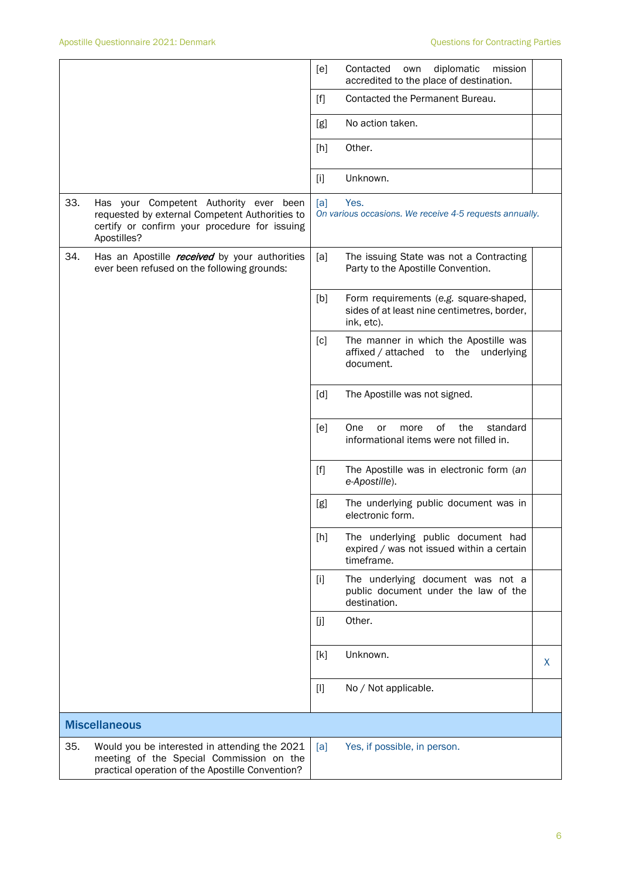| | | | |
|---|---|---|---|
| | [e] | Contacted own diplomatic mission accredited to the place of destination. | |
| | [f] | Contacted the Permanent Bureau. | |
| | [g] | No action taken. | |
| | [h] | Other. | |
| | [i] | Unknown. | |
| 33. Has your Competent Authority ever been requested by external Competent Authorities to certify or confirm your procedure for issuing Apostilles? | [a] | Yes. *On various occasions. We receive 4-5 requests annually.* | |
| 34. Has an Apostille ***received*** by your authorities ever been refused on the following grounds: | [a] | The issuing State was not a Contracting Party to the Apostille Convention. | |
| | [b] | Form requirements (*e.g.* square-shaped, sides of at least nine centimetres, border, ink, etc). | |
| | [c] | The manner in which the Apostille was affixed / attached to the underlying document. | |
| | [d] | The Apostille was not signed. | |
| | [e] | One or more of the standard informational items were not filled in. | |
| | [f] | The Apostille was in electronic form (*an e-Apostille*). | |
| | [g] | The underlying public document was in electronic form. | |
| | [h] | The underlying public document had expired / was not issued within a certain timeframe. | |
| | [i] | The underlying document was not a public document under the law of the destination. | |
| | [j] | Other. | |
| | [k] | Unknown. | X |
| | [l] | No / Not applicable. | |

**Miscellaneous**

| | | |
|---|---|---|
| 35. Would you be interested in attending the 2021 meeting of the Special Commission on the practical operation of the Apostille Convention? | [a] | Yes, if possible, in person. |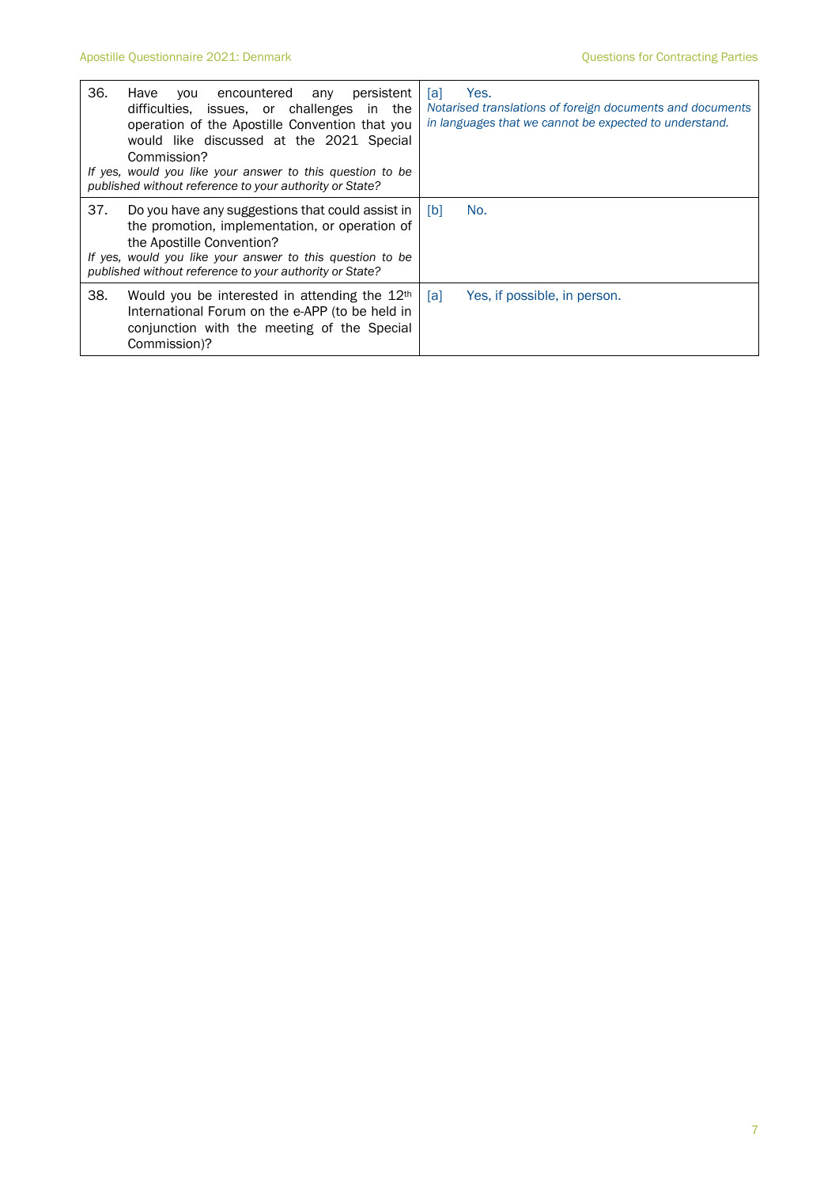| | |
|---|---|
| 36. Have you encountered any persistent difficulties, issues, or challenges in the operation of the Apostille Convention that you would like discussed at the 2021 Special Commission? *If yes, would you like your answer to this question to be published without reference to your authority or State?* | [a] Yes. *Notarised translations of foreign documents and documents in languages that we cannot be expected to understand.* |
| 37. Do you have any suggestions that could assist in the promotion, implementation, or operation of the Apostille Convention? *If yes, would you like your answer to this question to be published without reference to your authority or State?* | [b] No. |
| 38. Would you be interested in attending the 12th International Forum on the e-APP (to be held in conjunction with the meeting of the Special Commission)? | [a] Yes, if possible, in person. |